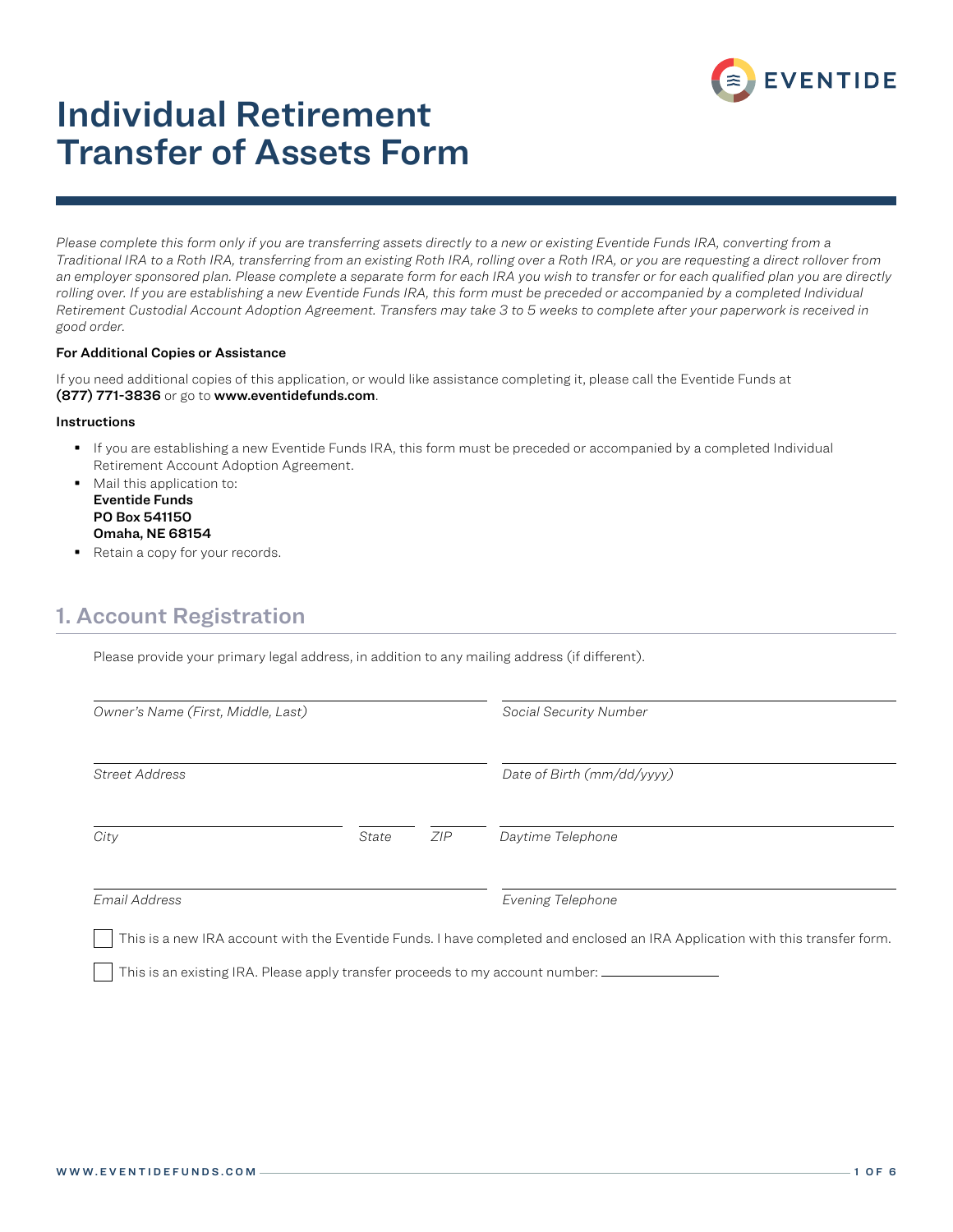EVENTIDE

# Individual Retirement Transfer of Assets Form

*Please complete this form only if you are transferring assets directly to a new or existing Eventide Funds IRA, converting from a Traditional IRA to a Roth IRA, transferring from an existing Roth IRA, rolling over a Roth IRA, or you are requesting a direct rollover from an employer sponsored plan. Please complete a separate form for each IRA you wish to transfer or for each qualified plan you are directly rolling over. If you are establishing a new Eventide Funds IRA, this form must be preceded or accompanied by a completed Individual Retirement Custodial Account Adoption Agreement. Transfers may take 3 to 5 weeks to complete after your paperwork is received in good order.*

**For Additional Copies or Assistance**

If you need additional copies of this application, or would like assistance completing it, please call the Eventide Funds at **(877) 771-3836** or go to **www.eventidefunds.com**.

**Instructions**

- If you are establishing a new Eventide Funds IRA, this form must be preceded or accompanied by a completed Individual Retirement Account Adoption Agreement.
- Mail this application to:
  **Eventide Funds**
  **PO Box 541150**
  **Omaha, NE 68154**
- Retain a copy for your records.

## 1. Account Registration

Please provide your primary legal address, in addition to any mailing address (if different).

*Owner's Name (First, Middle, Last)* ____________________

*Social Security Number* ____________________

*Street Address* ____________________

*Date of Birth (mm/dd/yyyy)* ____________________

*City* ____________________ *State* ________ *ZIP* ________

*Daytime Telephone* ____________________

*Email Address* ____________________

*Evening Telephone* ____________________

☐ This is a new IRA account with the Eventide Funds. I have completed and enclosed an IRA Application with this transfer form.

☐ This is an existing IRA. Please apply transfer proceeds to my account number: ____________________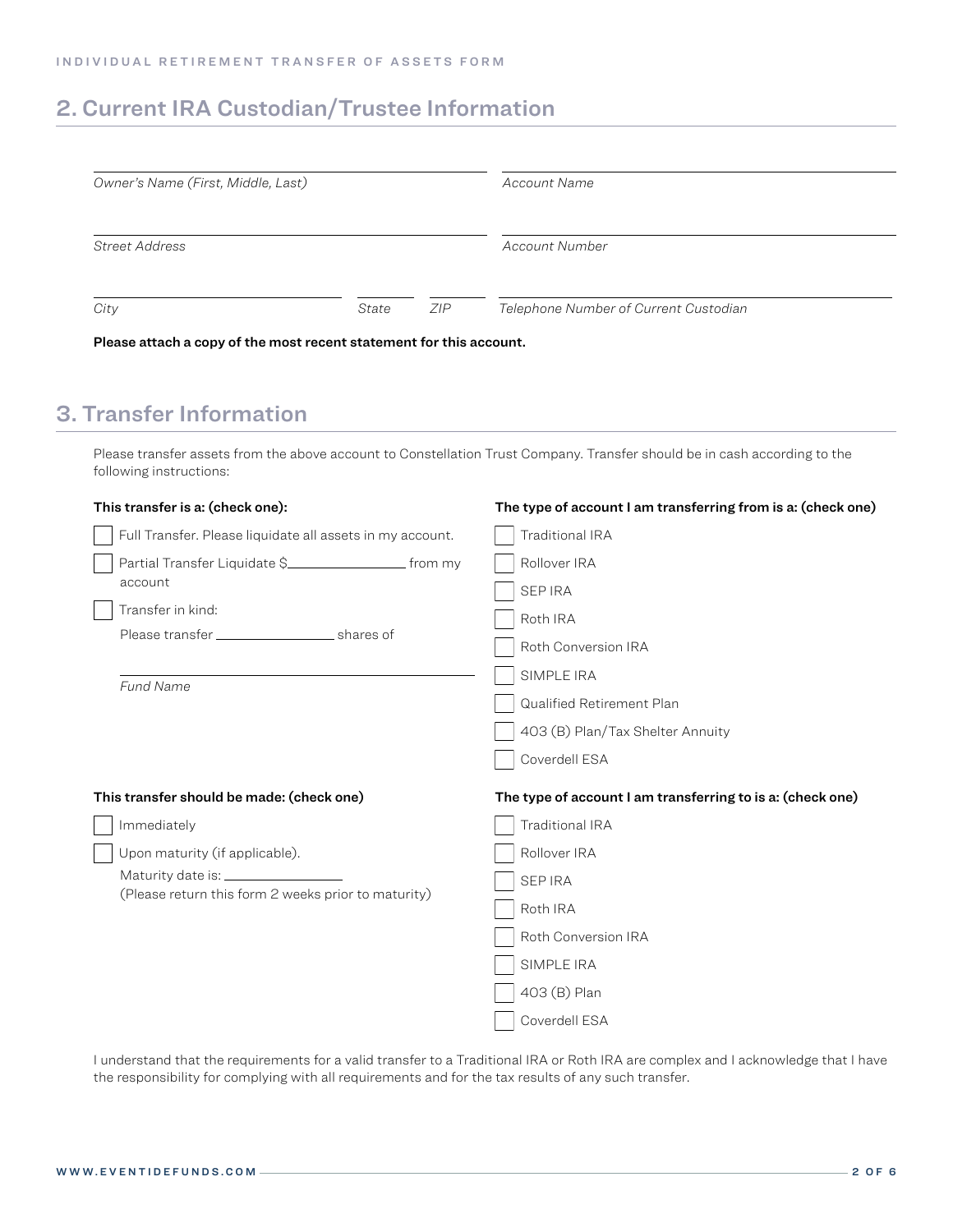## 2. Current IRA Custodian/Trustee Information

*Owner's Name (First, Middle, Last)* ______________________

*Account Name* ______________________

*Street Address* ______________________

*Account Number* ______________________

*City* ____________ *State* ______ *ZIP* ______

*Telephone Number of Current Custodian* ______________________

**Please attach a copy of the most recent statement for this account.**

## 3. Transfer Information

Please transfer assets from the above account to Constellation Trust Company. Transfer should be in cash according to the following instructions:

**This transfer is a: (check one):**

- ☐ Full Transfer. Please liquidate all assets in my account.
- ☐ Partial Transfer Liquidate $____________ from my account
- ☐ Transfer in kind:
  Please transfer ____________ shares of

  ______________________
  *Fund Name*

**The type of account I am transferring from is a: (check one)**

- ☐ Traditional IRA
- ☐ Rollover IRA
- ☐ SEP IRA
- ☐ Roth IRA
- ☐ Roth Conversion IRA
- ☐ SIMPLE IRA
- ☐ Qualified Retirement Plan
- ☐ 403 (B) Plan/Tax Shelter Annuity
- ☐ Coverdell ESA

**This transfer should be made: (check one)**

- ☐ Immediately
- ☐ Upon maturity (if applicable).
  Maturity date is: ____________
  (Please return this form 2 weeks prior to maturity)

**The type of account I am transferring to is a: (check one)**

- ☐ Traditional IRA
- ☐ Rollover IRA
- ☐ SEP IRA
- ☐ Roth IRA
- ☐ Roth Conversion IRA
- ☐ SIMPLE IRA
- ☐ 403 (B) Plan
- ☐ Coverdell ESA

I understand that the requirements for a valid transfer to a Traditional IRA or Roth IRA are complex and I acknowledge that I have the responsibility for complying with all requirements and for the tax results of any such transfer.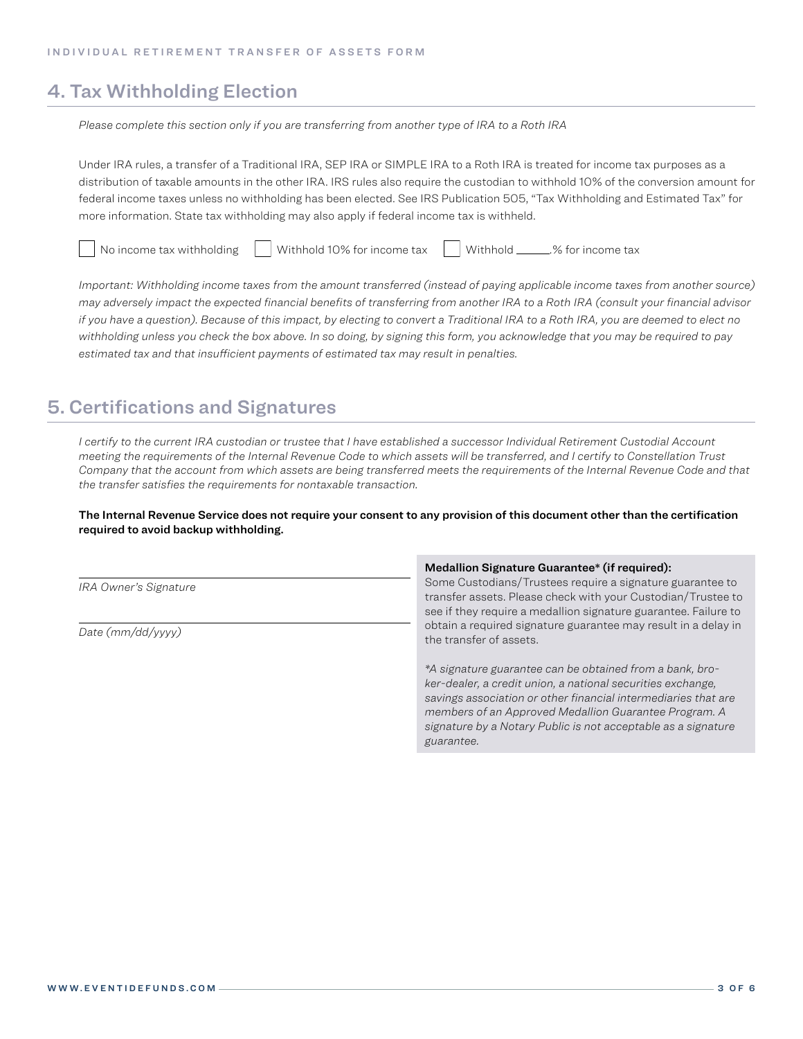## 4. Tax Withholding Election

*Please complete this section only if you are transferring from another type of IRA to a Roth IRA*

Under IRA rules, a transfer of a Traditional IRA, SEP IRA or SIMPLE IRA to a Roth IRA is treated for income tax purposes as a distribution of taxable amounts in the other IRA. IRS rules also require the custodian to withhold 10% of the conversion amount for federal income taxes unless no withholding has been elected. See IRS Publication 505, "Tax Withholding and Estimated Tax" for more information. State tax withholding may also apply if federal income tax is withheld.

☐ No income tax withholding ☐ Withhold 10% for income tax ☐ Withhold ______% for income tax

*Important: Withholding income taxes from the amount transferred (instead of paying applicable income taxes from another source) may adversely impact the expected financial benefits of transferring from another IRA to a Roth IRA (consult your financial advisor if you have a question). Because of this impact, by electing to convert a Traditional IRA to a Roth IRA, you are deemed to elect no withholding unless you check the box above. In so doing, by signing this form, you acknowledge that you may be required to pay estimated tax and that insufficient payments of estimated tax may result in penalties.*

## 5. Certifications and Signatures

*I certify to the current IRA custodian or trustee that I have established a successor Individual Retirement Custodial Account meeting the requirements of the Internal Revenue Code to which assets will be transferred, and I certify to Constellation Trust Company that the account from which assets are being transferred meets the requirements of the Internal Revenue Code and that the transfer satisfies the requirements for nontaxable transaction.*

**The Internal Revenue Service does not require your consent to any provision of this document other than the certification required to avoid backup withholding.**

______________________________

*IRA Owner's Signature*

______________________________

*Date (mm/dd/yyyy)*

**Medallion Signature Guarantee\* (if required):**
Some Custodians/Trustees require a signature guarantee to transfer assets. Please check with your Custodian/Trustee to see if they require a medallion signature guarantee. Failure to obtain a required signature guarantee may result in a delay in the transfer of assets.

*\*A signature guarantee can be obtained from a bank, broker-dealer, a credit union, a national securities exchange, savings association or other financial intermediaries that are members of an Approved Medallion Guarantee Program. A signature by a Notary Public is not acceptable as a signature guarantee.*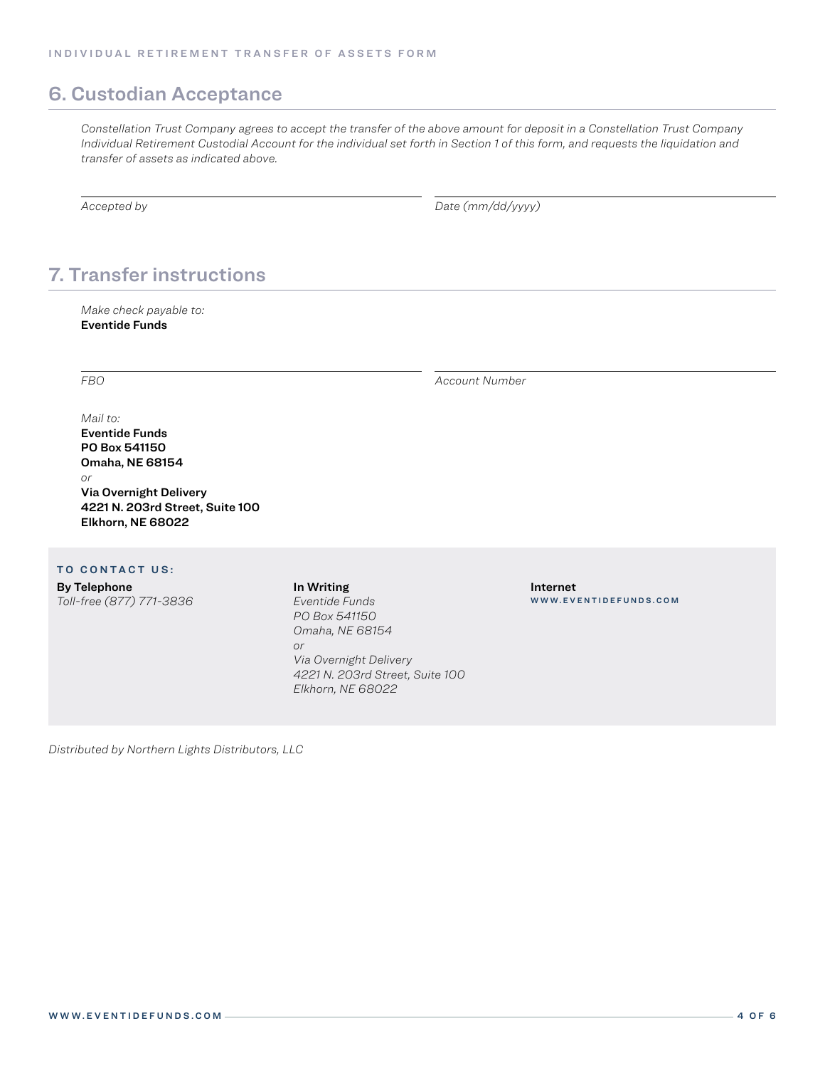## 6. Custodian Acceptance

*Constellation Trust Company agrees to accept the transfer of the above amount for deposit in a Constellation Trust Company Individual Retirement Custodial Account for the individual set forth in Section 1 of this form, and requests the liquidation and transfer of assets as indicated above.*

*Accepted by* \_\_\_\_\_\_\_\_\_\_\_\_\_\_\_\_\_\_\_\_ *Date (mm/dd/yyyy)* \_\_\_\_\_\_\_\_\_\_\_\_\_\_\_\_\_\_\_\_

## 7. Transfer instructions

*Make check payable to:*
**Eventide Funds**

*FBO* \_\_\_\_\_\_\_\_\_\_\_\_\_\_\_\_\_\_\_\_ *Account Number* \_\_\_\_\_\_\_\_\_\_\_\_\_\_\_\_\_\_\_\_

*Mail to:*
**Eventide Funds**
**PO Box 541150**
**Omaha, NE 68154**
*or*
**Via Overnight Delivery**
**4221 N. 203rd Street, Suite 100**
**Elkhorn, NE 68022**

**TO CONTACT US:**

**By Telephone**
*Toll-free (877) 771-3836*

**In Writing**
*Eventide Funds*
*PO Box 541150*
*Omaha, NE 68154*
*or*
*Via Overnight Delivery*
*4221 N. 203rd Street, Suite 100*
*Elkhorn, NE 68022*

**Internet**
WWW.EVENTIDEFUNDS.COM

*Distributed by Northern Lights Distributors, LLC*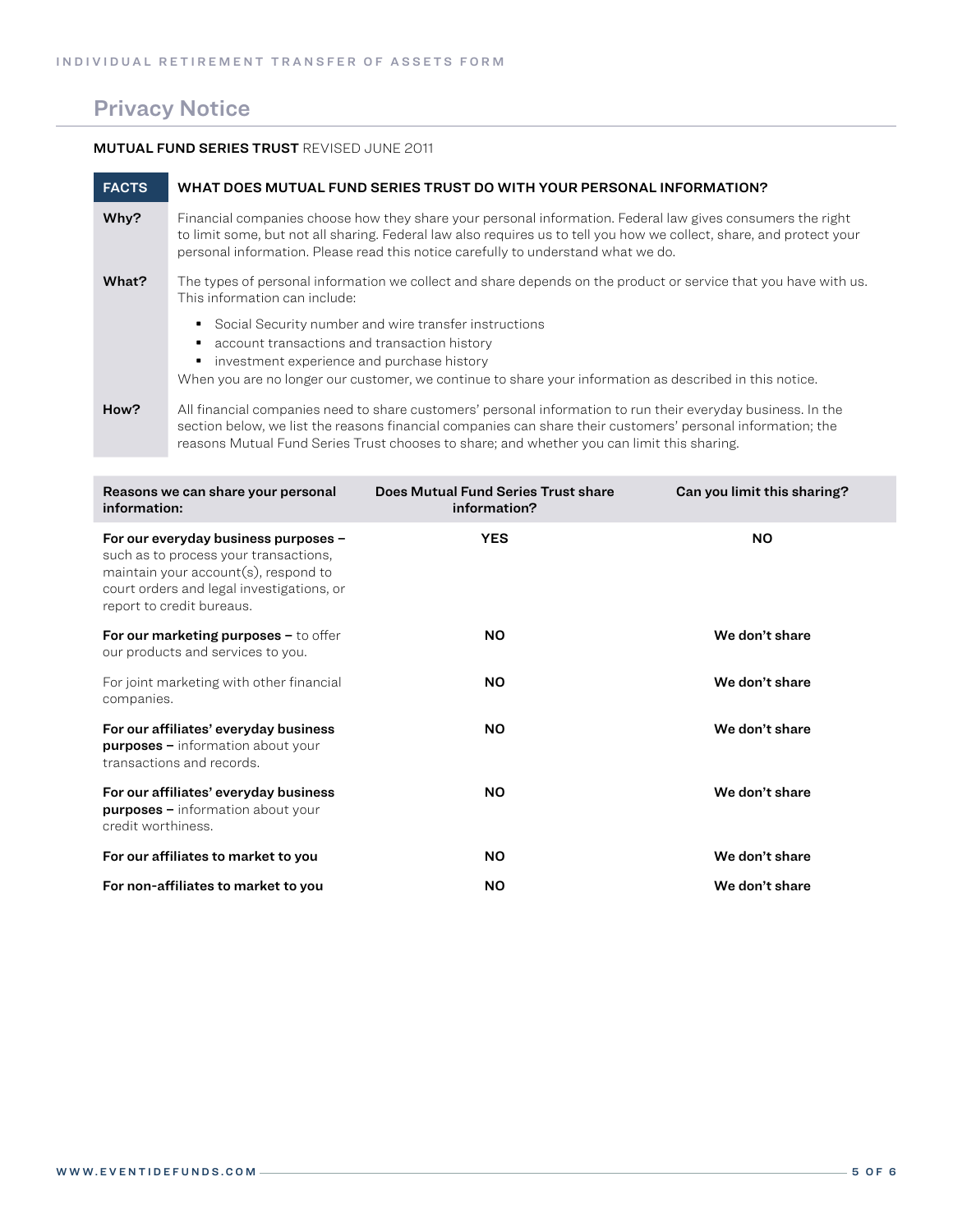## Privacy Notice

**MUTUAL FUND SERIES TRUST** REVISED JUNE 2011

| **FACTS** | **WHAT DOES MUTUAL FUND SERIES TRUST DO WITH YOUR PERSONAL INFORMATION?** |
|---|---|
| **Why?** | Financial companies choose how they share your personal information. Federal law gives consumers the right to limit some, but not all sharing. Federal law also requires us to tell you how we collect, share, and protect your personal information. Please read this notice carefully to understand what we do. |
| **What?** | The types of personal information we collect and share depends on the product or service that you have with us. This information can include:<br>▪ Social Security number and wire transfer instructions<br>▪ account transactions and transaction history<br>▪ investment experience and purchase history<br>When you are no longer our customer, we continue to share your information as described in this notice. |
| **How?** | All financial companies need to share customers' personal information to run their everyday business. In the section below, we list the reasons financial companies can share their customers' personal information; the reasons Mutual Fund Series Trust chooses to share; and whether you can limit this sharing. |

| Reasons we can share your personal information: | Does Mutual Fund Series Trust share information? | Can you limit this sharing? |
|---|---|---|
| **For our everyday business purposes –** such as to process your transactions, maintain your account(s), respond to court orders and legal investigations, or report to credit bureaus. | **YES** | **NO** |
| **For our marketing purposes –** to offer our products and services to you. | **NO** | **We don't share** |
| For joint marketing with other financial companies. | **NO** | **We don't share** |
| **For our affiliates' everyday business purposes –** information about your transactions and records. | **NO** | **We don't share** |
| **For our affiliates' everyday business purposes –** information about your credit worthiness. | **NO** | **We don't share** |
| **For our affiliates to market to you** | **NO** | **We don't share** |
| **For non-affiliates to market to you** | **NO** | **We don't share** |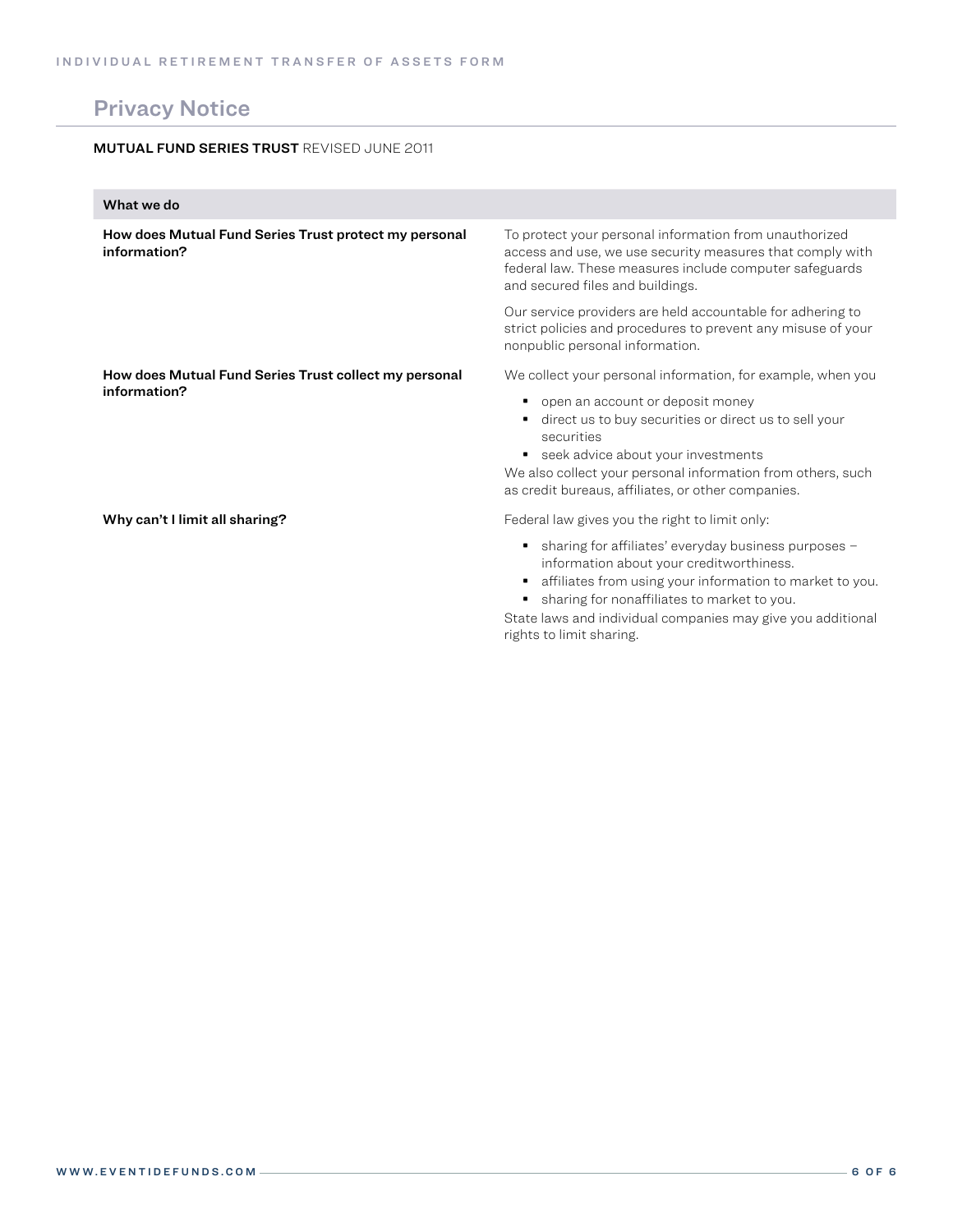## Privacy Notice

**MUTUAL FUND SERIES TRUST** REVISED JUNE 2011

| What we do | |
|---|---|
| **How does Mutual Fund Series Trust protect my personal information?** | To protect your personal information from unauthorized access and use, we use security measures that comply with federal law. These measures include computer safeguards and secured files and buildings.<br><br>Our service providers are held accountable for adhering to strict policies and procedures to prevent any misuse of your nonpublic personal information. |
| **How does Mutual Fund Series Trust collect my personal information?** | We collect your personal information, for example, when you<br>▪ open an account or deposit money<br>▪ direct us to buy securities or direct us to sell your securities<br>▪ seek advice about your investments<br>We also collect your personal information from others, such as credit bureaus, affiliates, or other companies. |
| **Why can't I limit all sharing?** | Federal law gives you the right to limit only:<br>▪ sharing for affiliates' everyday business purposes – information about your creditworthiness.<br>▪ affiliates from using your information to market to you.<br>▪ sharing for nonaffiliates to market to you.<br>State laws and individual companies may give you additional rights to limit sharing. |